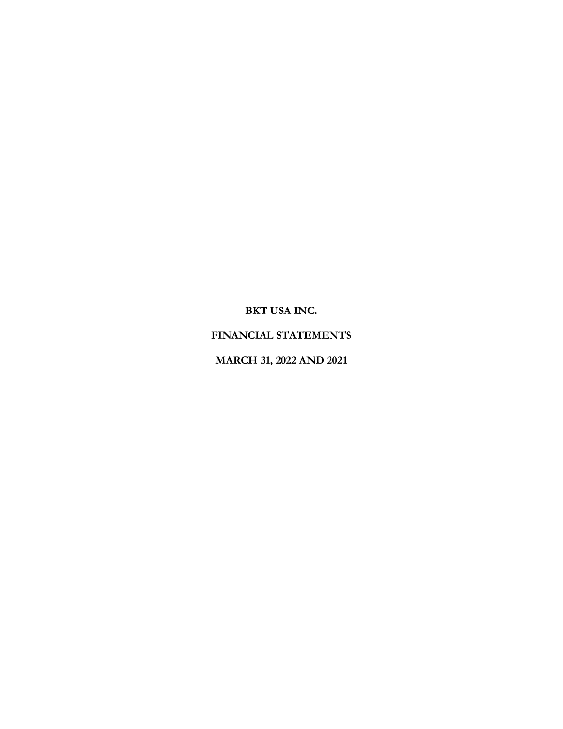# BKT USA INC.

# FINANCIAL STATEMENTS

# MARCH 31, 2022 AND 2021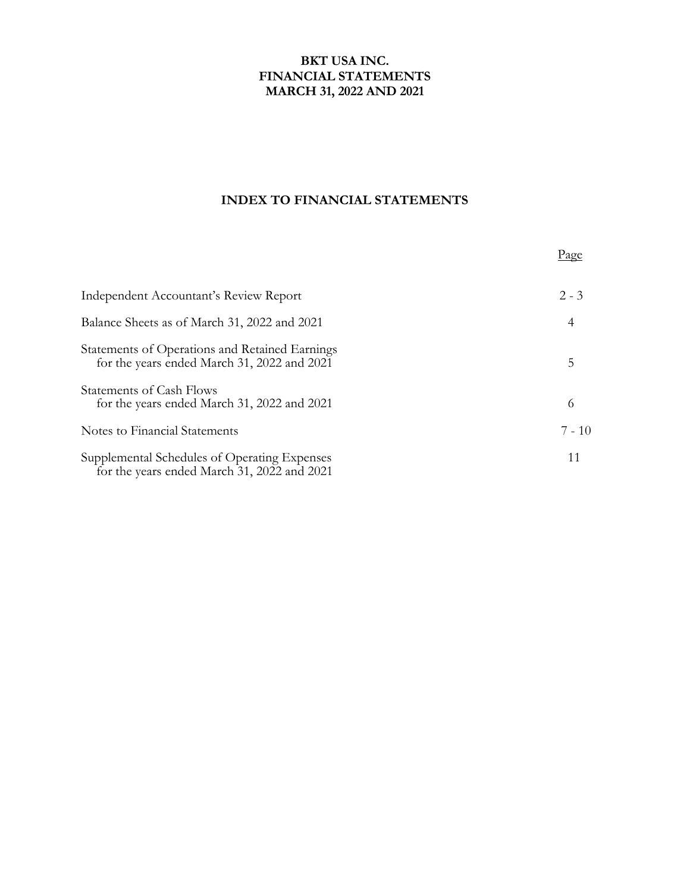# BKT USA INC.
# FINANCIAL STATEMENTS
# MARCH 31, 2022 AND 2021

## INDEX TO FINANCIAL STATEMENTS

| | Page |
|---|---|
| Independent Accountant's Review Report | 2 - 3 |
| Balance Sheets as of March 31, 2022 and 2021 | 4 |
| Statements of Operations and Retained Earnings for the years ended March 31, 2022 and 2021 | 5 |
| Statements of Cash Flows for the years ended March 31, 2022 and 2021 | 6 |
| Notes to Financial Statements | 7 - 10 |
| Supplemental Schedules of Operating Expenses for the years ended March 31, 2022 and 2021 | 11 |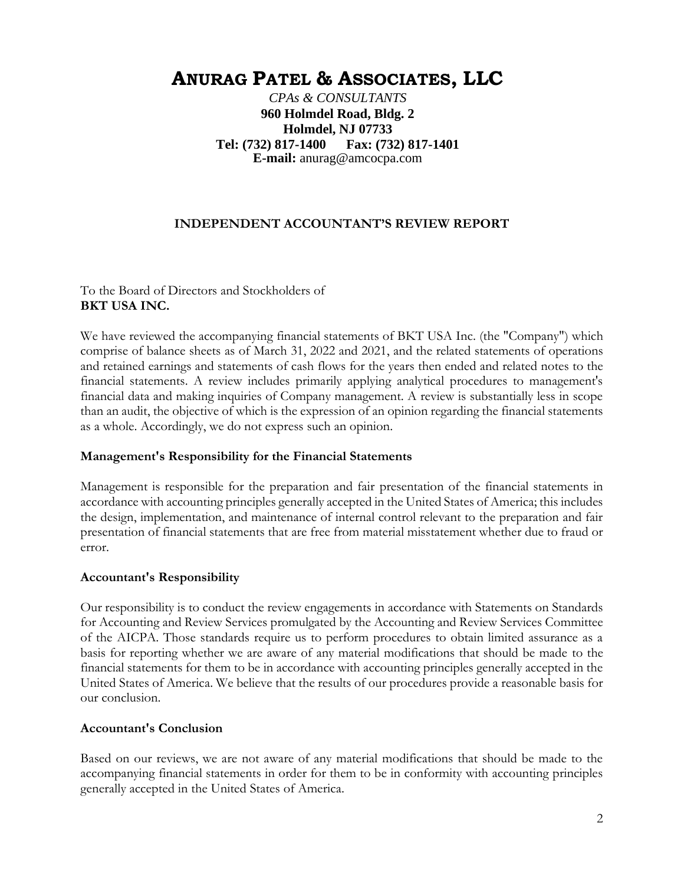# Anurag Patel & Associates, LLC

*CPAs & CONSULTANTS*
**960 Holmdel Road, Bldg. 2**
**Holmdel, NJ 07733**
**Tel: (732) 817-1400 Fax: (732) 817-1401**
**E-mail:** anurag@amcocpa.com

## INDEPENDENT ACCOUNTANT'S REVIEW REPORT

To the Board of Directors and Stockholders of
**BKT USA INC.**

We have reviewed the accompanying financial statements of BKT USA Inc. (the "Company") which comprise of balance sheets as of March 31, 2022 and 2021, and the related statements of operations and retained earnings and statements of cash flows for the years then ended and related notes to the financial statements. A review includes primarily applying analytical procedures to management's financial data and making inquiries of Company management. A review is substantially less in scope than an audit, the objective of which is the expression of an opinion regarding the financial statements as a whole. Accordingly, we do not express such an opinion.

### Management's Responsibility for the Financial Statements

Management is responsible for the preparation and fair presentation of the financial statements in accordance with accounting principles generally accepted in the United States of America; this includes the design, implementation, and maintenance of internal control relevant to the preparation and fair presentation of financial statements that are free from material misstatement whether due to fraud or error.

### Accountant's Responsibility

Our responsibility is to conduct the review engagements in accordance with Statements on Standards for Accounting and Review Services promulgated by the Accounting and Review Services Committee of the AICPA. Those standards require us to perform procedures to obtain limited assurance as a basis for reporting whether we are aware of any material modifications that should be made to the financial statements for them to be in accordance with accounting principles generally accepted in the United States of America. We believe that the results of our procedures provide a reasonable basis for our conclusion.

### Accountant's Conclusion

Based on our reviews, we are not aware of any material modifications that should be made to the accompanying financial statements in order for them to be in conformity with accounting principles generally accepted in the United States of America.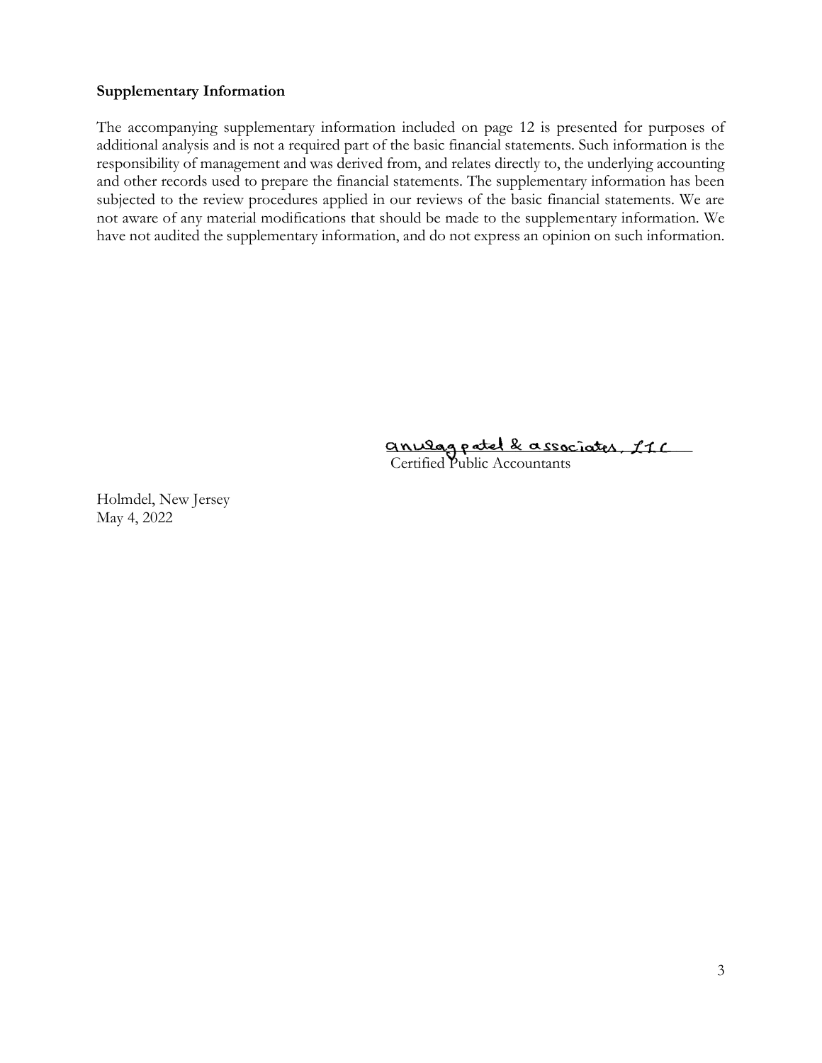**Supplementary Information**

The accompanying supplementary information included on page 12 is presented for purposes of additional analysis and is not a required part of the basic financial statements. Such information is the responsibility of management and was derived from, and relates directly to, the underlying accounting and other records used to prepare the financial statements. The supplementary information has been subjected to the review procedures applied in our reviews of the basic financial statements. We are not aware of any material modifications that should be made to the supplementary information. We have not audited the supplementary information, and do not express an opinion on such information.

anurag patel & associates, LLC
Certified Public Accountants

Holmdel, New Jersey
May 4, 2022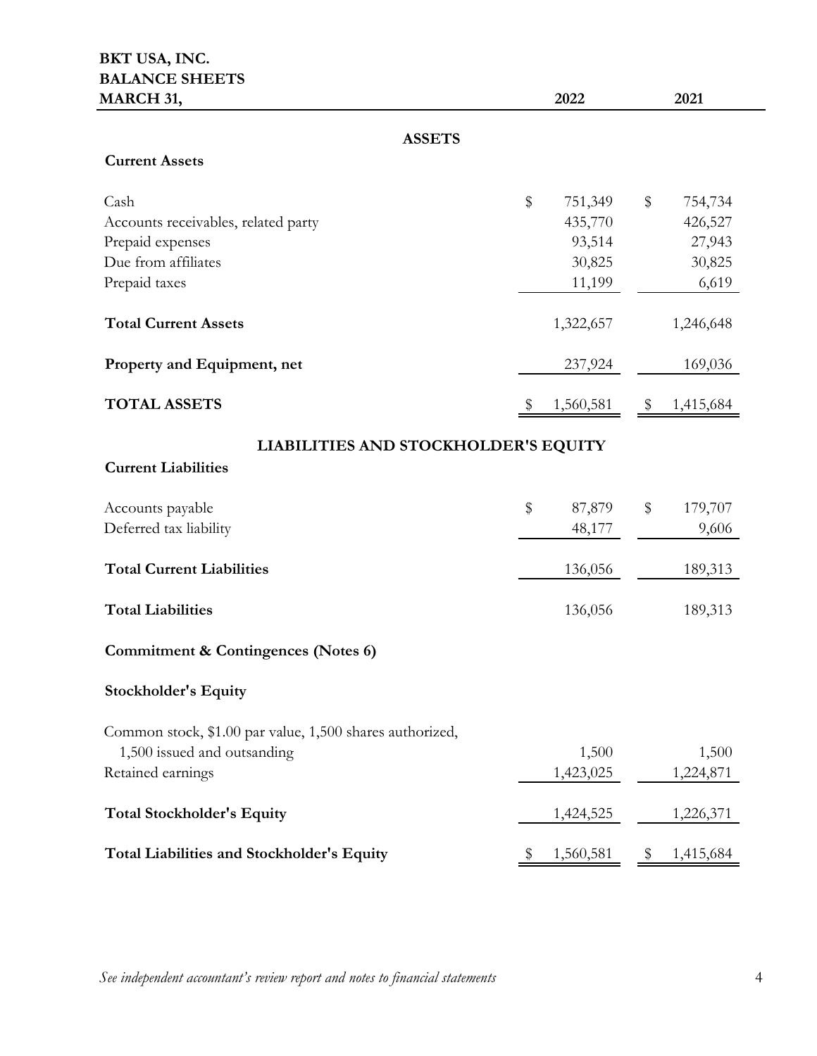**BKT USA, INC.**
**BALANCE SHEETS**
**MARCH 31,**

| | 2022 | 2021 |
|---|---|---|
| **ASSETS** | | |
| **Current Assets** | | |
| Cash | $ 751,349 | $ 754,734 |
| Accounts receivables, related party | 435,770 | 426,527 |
| Prepaid expenses | 93,514 | 27,943 |
| Due from affiliates | 30,825 | 30,825 |
| Prepaid taxes | 11,199 | 6,619 |
| **Total Current Assets** | 1,322,657 | 1,246,648 |
| **Property and Equipment, net** | 237,924 | 169,036 |
| **TOTAL ASSETS** | $ 1,560,581 | $ 1,415,684 |
| **LIABILITIES AND STOCKHOLDER'S EQUITY** | | |
| **Current Liabilities** | | |
| Accounts payable | $ 87,879 | $ 179,707 |
| Deferred tax liability | 48,177 | 9,606 |
| **Total Current Liabilities** | 136,056 | 189,313 |
| **Total Liabilities** | 136,056 | 189,313 |
| **Commitment & Contingences (Notes 6)** | | |
| **Stockholder's Equity** | | |
| Common stock, $1.00 par value, 1,500 shares authorized, 1,500 issued and outsanding | 1,500 | 1,500 |
| Retained earnings | 1,423,025 | 1,224,871 |
| **Total Stockholder's Equity** | 1,424,525 | 1,226,371 |
| **Total Liabilities and Stockholder's Equity** | $ 1,560,581 | $ 1,415,684 |

*See independent accountant's review report and notes to financial statements*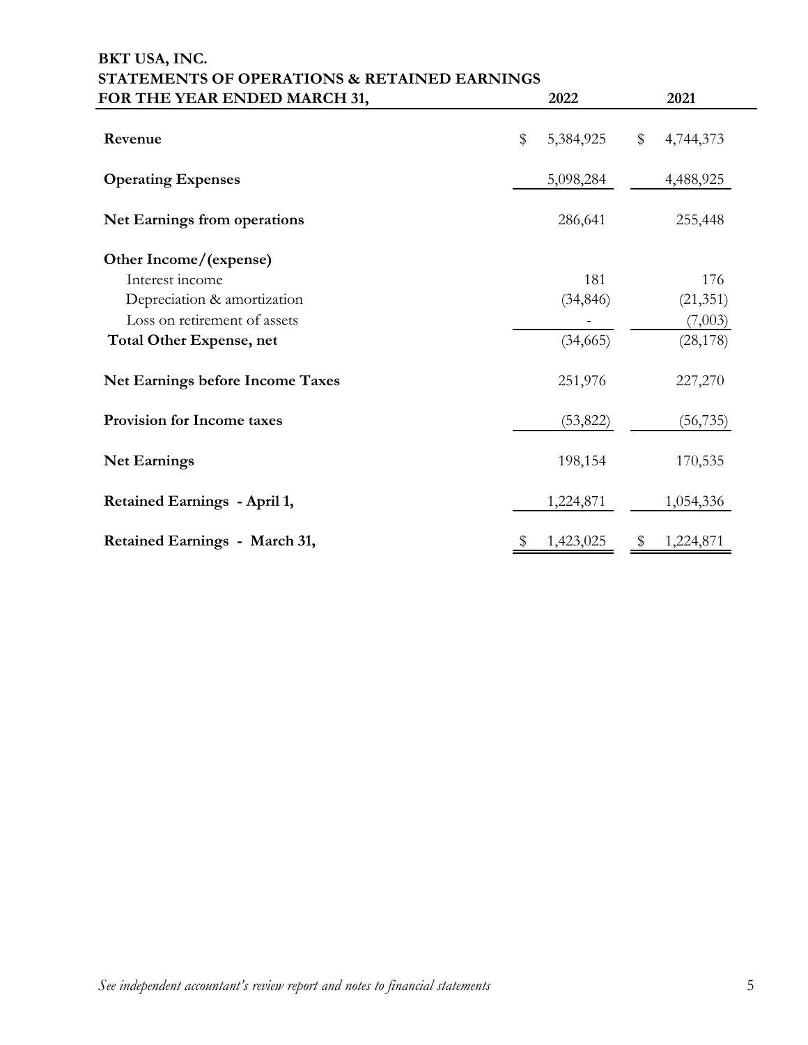**BKT USA, INC.**
**STATEMENTS OF OPERATIONS & RETAINED EARNINGS**

| FOR THE YEAR ENDED MARCH 31, | 2022 | 2021 |
|---|---|---|
| **Revenue** | $ 5,384,925 | $ 4,744,373 |
| **Operating Expenses** | 5,098,284 | 4,488,925 |
| **Net Earnings from operations** | 286,641 | 255,448 |
| **Other Income/(expense)** | | |
| Interest income | 181 | 176 |
| Depreciation & amortization | (34,846) | (21,351) |
| Loss on retirement of assets | - | (7,003) |
| **Total Other Expense, net** | (34,665) | (28,178) |
| **Net Earnings before Income Taxes** | 251,976 | 227,270 |
| **Provision for Income taxes** | (53,822) | (56,735) |
| **Net Earnings** | 198,154 | 170,535 |
| **Retained Earnings - April 1,** | 1,224,871 | 1,054,336 |
| **Retained Earnings - March 31,** | $ 1,423,025 | $ 1,224,871 |

*See independent accountant's review report and notes to financial statements*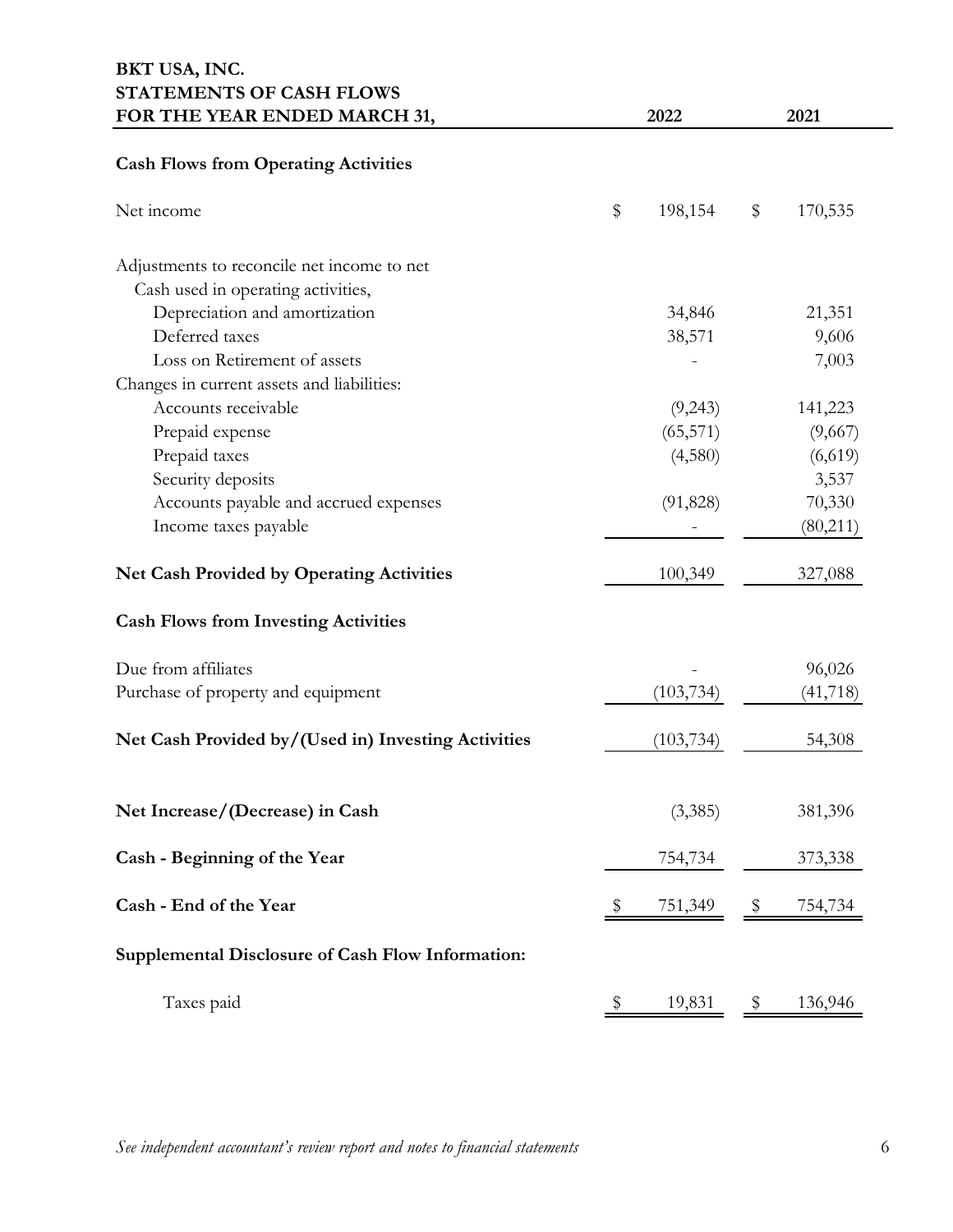**BKT USA, INC.**
**STATEMENTS OF CASH FLOWS**
**FOR THE YEAR ENDED MARCH 31,**

| | 2022 | 2021 |
|---|---|---|
| **Cash Flows from Operating Activities** | | |
| Net income | $ 198,154 | $ 170,535 |
| Adjustments to reconcile net income to net Cash used in operating activities, | | |
| Depreciation and amortization | 34,846 | 21,351 |
| Deferred taxes | 38,571 | 9,606 |
| Loss on Retirement of assets | - | 7,003 |
| Changes in current assets and liabilities: | | |
| Accounts receivable | (9,243) | 141,223 |
| Prepaid expense | (65,571) | (9,667) |
| Prepaid taxes | (4,580) | (6,619) |
| Security deposits | | 3,537 |
| Accounts payable and accrued expenses | (91,828) | 70,330 |
| Income taxes payable | - | (80,211) |
| **Net Cash Provided by Operating Activities** | 100,349 | 327,088 |
| **Cash Flows from Investing Activities** | | |
| Due from affiliates | - | 96,026 |
| Purchase of property and equipment | (103,734) | (41,718) |
| **Net Cash Provided by/(Used in) Investing Activities** | (103,734) | 54,308 |
| **Net Increase/(Decrease) in Cash** | (3,385) | 381,396 |
| **Cash - Beginning of the Year** | 754,734 | 373,338 |
| **Cash - End of the Year** | $ 751,349 | $ 754,734 |
| **Supplemental Disclosure of Cash Flow Information:** | | |
| Taxes paid | $ 19,831 | $ 136,946 |

*See independent accountant's review report and notes to financial statements*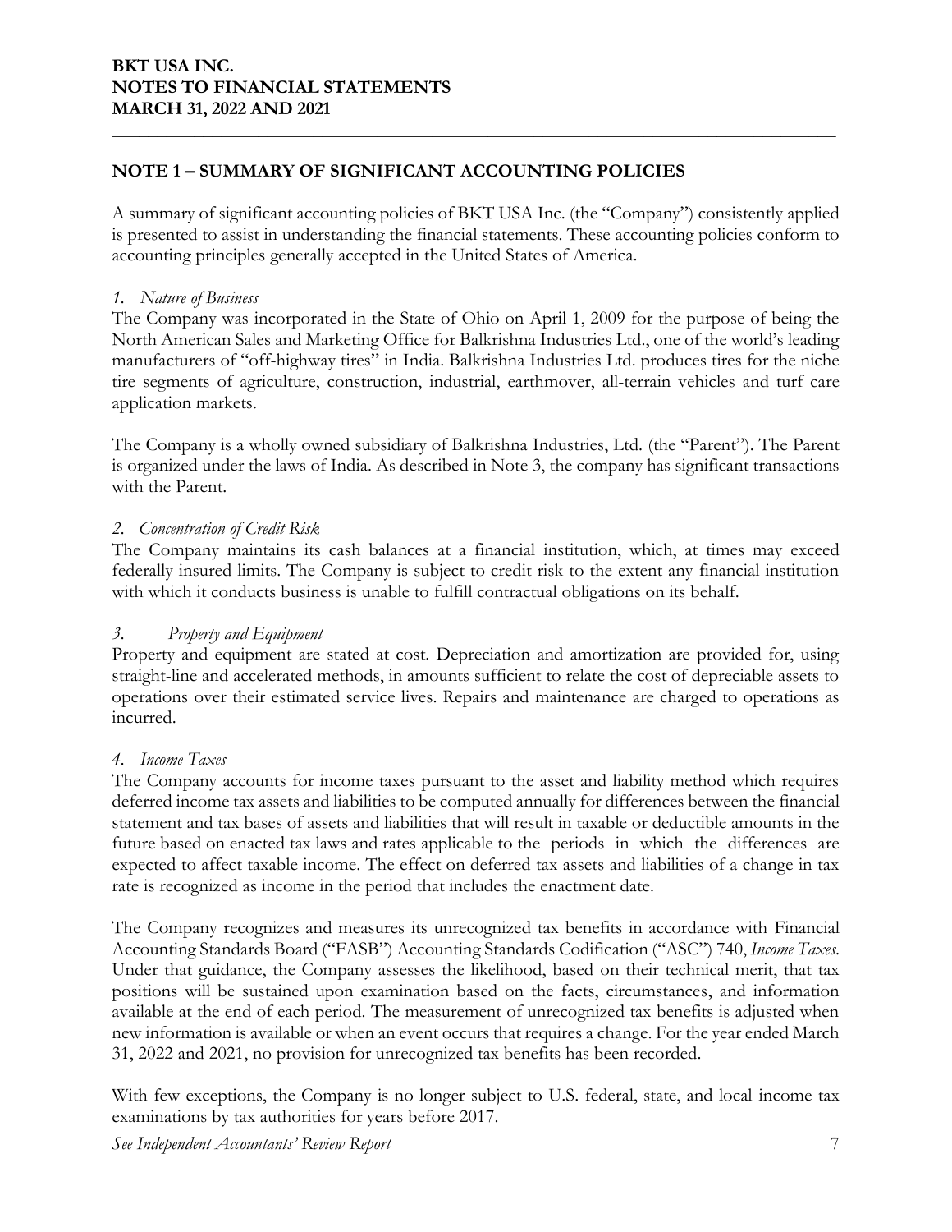## NOTE 1 – SUMMARY OF SIGNIFICANT ACCOUNTING POLICIES

A summary of significant accounting policies of BKT USA Inc. (the "Company") consistently applied is presented to assist in understanding the financial statements. These accounting policies conform to accounting principles generally accepted in the United States of America.

*1. Nature of Business*

The Company was incorporated in the State of Ohio on April 1, 2009 for the purpose of being the North American Sales and Marketing Office for Balkrishna Industries Ltd., one of the world's leading manufacturers of "off-highway tires" in India. Balkrishna Industries Ltd. produces tires for the niche tire segments of agriculture, construction, industrial, earthmover, all-terrain vehicles and turf care application markets.

The Company is a wholly owned subsidiary of Balkrishna Industries, Ltd. (the "Parent"). The Parent is organized under the laws of India. As described in Note 3, the company has significant transactions with the Parent.

*2. Concentration of Credit Risk*

The Company maintains its cash balances at a financial institution, which, at times may exceed federally insured limits. The Company is subject to credit risk to the extent any financial institution with which it conducts business is unable to fulfill contractual obligations on its behalf.

*3. Property and Equipment*

Property and equipment are stated at cost. Depreciation and amortization are provided for, using straight-line and accelerated methods, in amounts sufficient to relate the cost of depreciable assets to operations over their estimated service lives. Repairs and maintenance are charged to operations as incurred.

*4. Income Taxes*

The Company accounts for income taxes pursuant to the asset and liability method which requires deferred income tax assets and liabilities to be computed annually for differences between the financial statement and tax bases of assets and liabilities that will result in taxable or deductible amounts in the future based on enacted tax laws and rates applicable to the periods in which the differences are expected to affect taxable income. The effect on deferred tax assets and liabilities of a change in tax rate is recognized as income in the period that includes the enactment date.

The Company recognizes and measures its unrecognized tax benefits in accordance with Financial Accounting Standards Board ("FASB") Accounting Standards Codification ("ASC") 740, *Income Taxes*. Under that guidance, the Company assesses the likelihood, based on their technical merit, that tax positions will be sustained upon examination based on the facts, circumstances, and information available at the end of each period. The measurement of unrecognized tax benefits is adjusted when new information is available or when an event occurs that requires a change. For the year ended March 31, 2022 and 2021, no provision for unrecognized tax benefits has been recorded.

With few exceptions, the Company is no longer subject to U.S. federal, state, and local income tax examinations by tax authorities for years before 2017.

*See Independent Accountants' Review Report*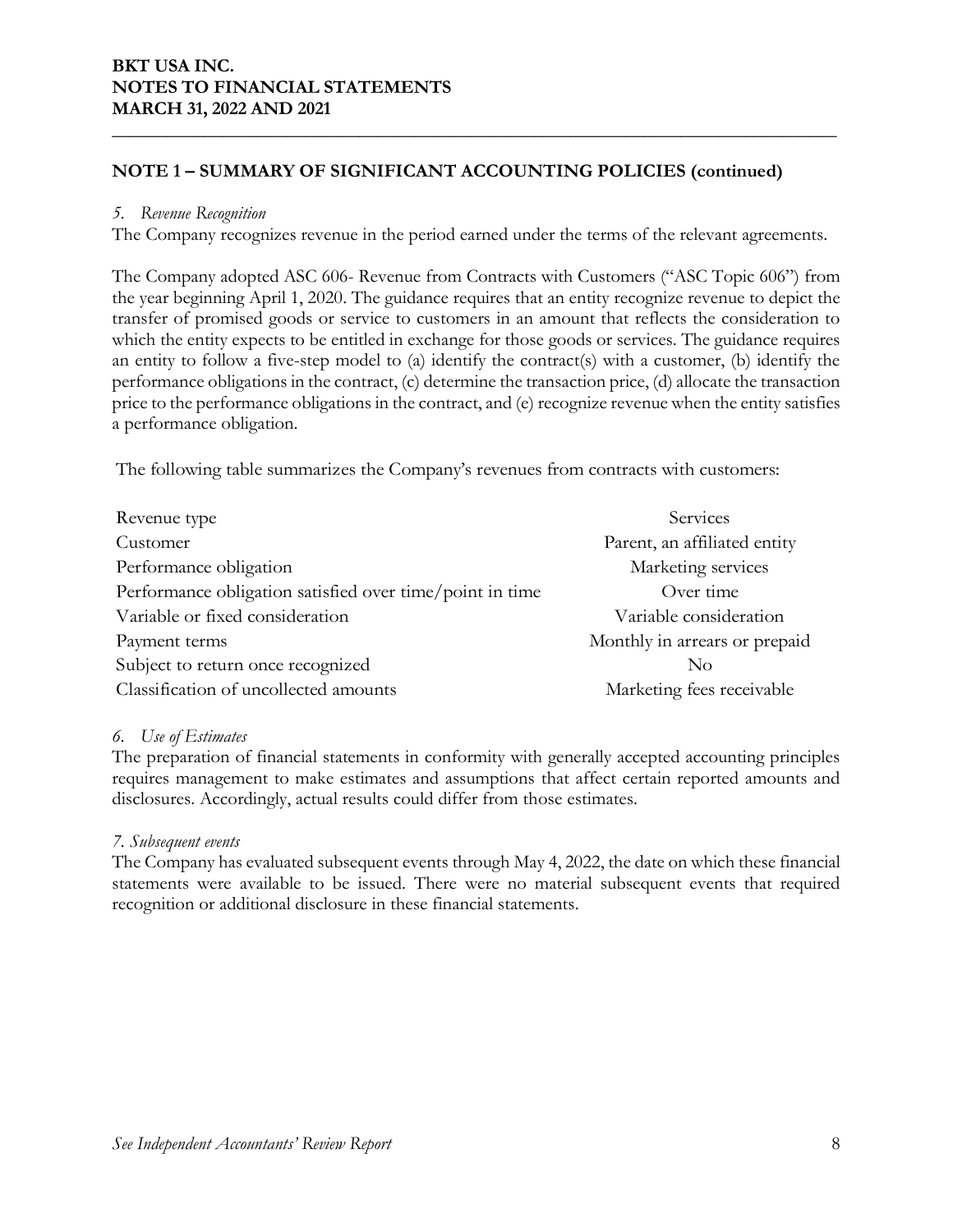## NOTE 1 – SUMMARY OF SIGNIFICANT ACCOUNTING POLICIES (continued)

*5. Revenue Recognition*

The Company recognizes revenue in the period earned under the terms of the relevant agreements.

The Company adopted ASC 606- Revenue from Contracts with Customers ("ASC Topic 606") from the year beginning April 1, 2020. The guidance requires that an entity recognize revenue to depict the transfer of promised goods or service to customers in an amount that reflects the consideration to which the entity expects to be entitled in exchange for those goods or services. The guidance requires an entity to follow a five-step model to (a) identify the contract(s) with a customer, (b) identify the performance obligations in the contract, (c) determine the transaction price, (d) allocate the transaction price to the performance obligations in the contract, and (e) recognize revenue when the entity satisfies a performance obligation.

The following table summarizes the Company's revenues from contracts with customers:

| Revenue type | Services |
|---|---|
| Customer | Parent, an affiliated entity |
| Performance obligation | Marketing services |
| Performance obligation satisfied over time/point in time | Over time |
| Variable or fixed consideration | Variable consideration |
| Payment terms | Monthly in arrears or prepaid |
| Subject to return once recognized | No |
| Classification of uncollected amounts | Marketing fees receivable |

*6. Use of Estimates*

The preparation of financial statements in conformity with generally accepted accounting principles requires management to make estimates and assumptions that affect certain reported amounts and disclosures. Accordingly, actual results could differ from those estimates.

*7. Subsequent events*

The Company has evaluated subsequent events through May 4, 2022, the date on which these financial statements were available to be issued. There were no material subsequent events that required recognition or additional disclosure in these financial statements.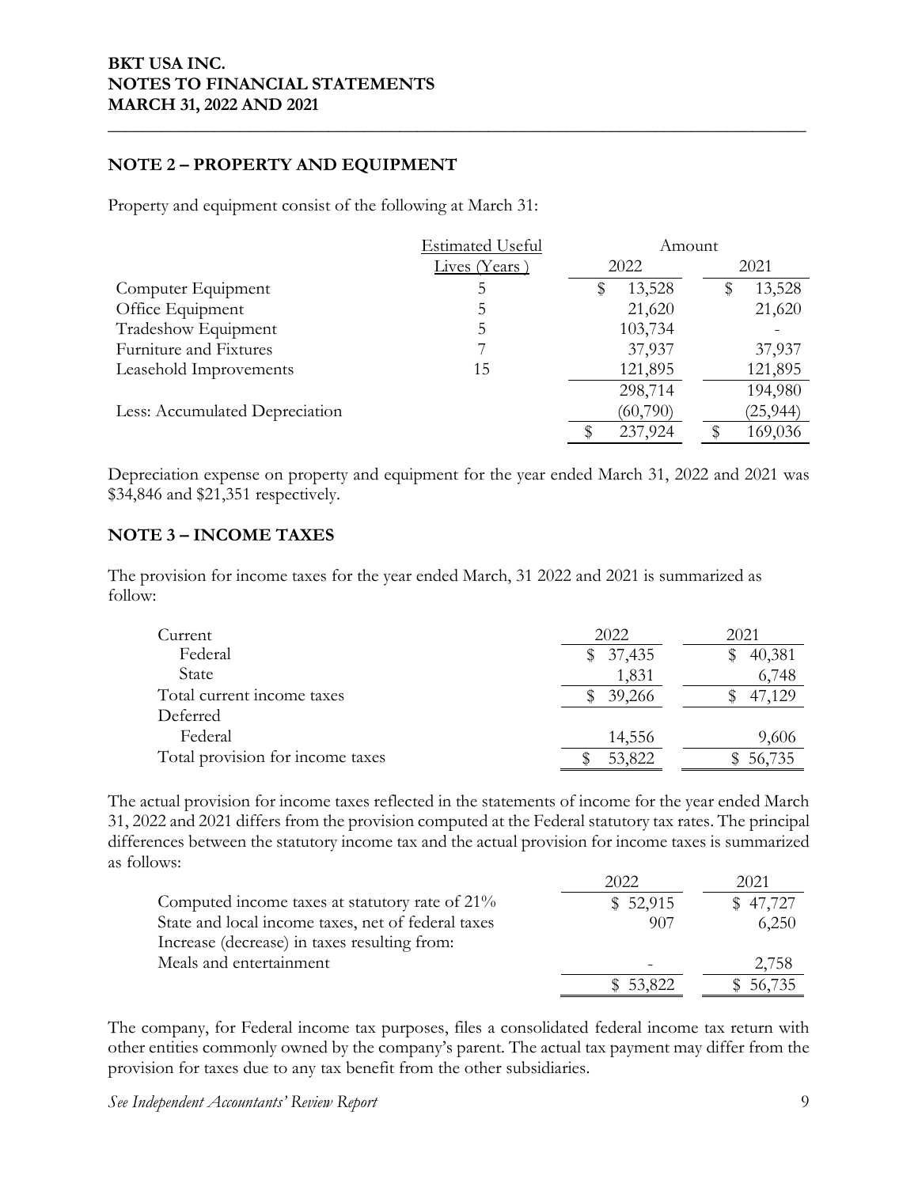**BKT USA INC.**
**NOTES TO FINANCIAL STATEMENTS**
**MARCH 31, 2022 AND 2021**

## NOTE 2 – PROPERTY AND EQUIPMENT

Property and equipment consist of the following at March 31:

| | Estimated Useful Lives (Years) | Amount 2022 | Amount 2021 |
|---|---|---|---|
| Computer Equipment | 5 | $ 13,528 | $ 13,528 |
| Office Equipment | 5 | 21,620 | 21,620 |
| Tradeshow Equipment | 5 | 103,734 | - |
| Furniture and Fixtures | 7 | 37,937 | 37,937 |
| Leasehold Improvements | 15 | 121,895 | 121,895 |
| | | 298,714 | 194,980 |
| Less: Accumulated Depreciation | | (60,790) | (25,944) |
| | | $ 237,924 | $ 169,036 |

Depreciation expense on property and equipment for the year ended March 31, 2022 and 2021 was $34,846 and $21,351 respectively.

## NOTE 3 – INCOME TAXES

The provision for income taxes for the year ended March, 31 2022 and 2021 is summarized as follow:

| | 2022 | 2021 |
|---|---|---|
| Current | | |
| Federal | $ 37,435 | $ 40,381 |
| State | 1,831 | 6,748 |
| Total current income taxes | $ 39,266 | $ 47,129 |
| Deferred | | |
| Federal | 14,556 | 9,606 |
| Total provision for income taxes | $ 53,822 | $ 56,735 |

The actual provision for income taxes reflected in the statements of income for the year ended March 31, 2022 and 2021 differs from the provision computed at the Federal statutory tax rates. The principal differences between the statutory income tax and the actual provision for income taxes is summarized as follows:

| | 2022 | 2021 |
|---|---|---|
| Computed income taxes at statutory rate of 21% | $ 52,915 | $ 47,727 |
| State and local income taxes, net of federal taxes | 907 | 6,250 |
| Increase (decrease) in taxes resulting from: | | |
| Meals and entertainment | - | 2,758 |
| | $ 53,822 | $ 56,735 |

The company, for Federal income tax purposes, files a consolidated federal income tax return with other entities commonly owned by the company's parent. The actual tax payment may differ from the provision for taxes due to any tax benefit from the other subsidiaries.

*See Independent Accountants' Review Report*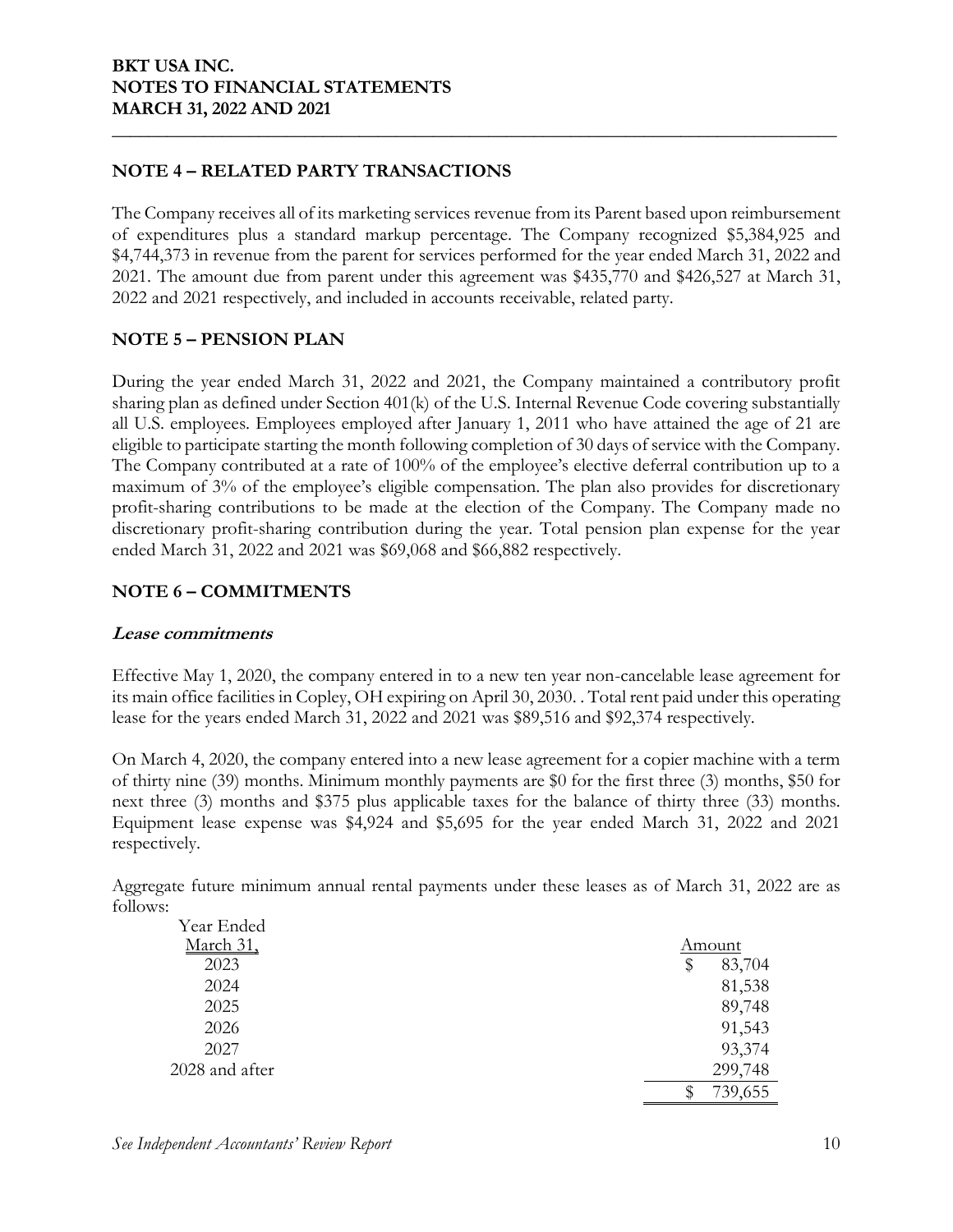# BKT USA INC.
# NOTES TO FINANCIAL STATEMENTS
# MARCH 31, 2022 AND 2021

## NOTE 4 – RELATED PARTY TRANSACTIONS

The Company receives all of its marketing services revenue from its Parent based upon reimbursement of expenditures plus a standard markup percentage. The Company recognized $5,384,925 and $4,744,373 in revenue from the parent for services performed for the year ended March 31, 2022 and 2021. The amount due from parent under this agreement was $435,770 and $426,527 at March 31, 2022 and 2021 respectively, and included in accounts receivable, related party.

## NOTE 5 – PENSION PLAN

During the year ended March 31, 2022 and 2021, the Company maintained a contributory profit sharing plan as defined under Section 401(k) of the U.S. Internal Revenue Code covering substantially all U.S. employees. Employees employed after January 1, 2011 who have attained the age of 21 are eligible to participate starting the month following completion of 30 days of service with the Company. The Company contributed at a rate of 100% of the employee's elective deferral contribution up to a maximum of 3% of the employee's eligible compensation. The plan also provides for discretionary profit-sharing contributions to be made at the election of the Company. The Company made no discretionary profit-sharing contribution during the year. Total pension plan expense for the year ended March 31, 2022 and 2021 was $69,068 and $66,882 respectively.

## NOTE 6 – COMMITMENTS

### *Lease commitments*

Effective May 1, 2020, the company entered in to a new ten year non-cancelable lease agreement for its main office facilities in Copley, OH expiring on April 30, 2030. . Total rent paid under this operating lease for the years ended March 31, 2022 and 2021 was $89,516 and $92,374 respectively.

On March 4, 2020, the company entered into a new lease agreement for a copier machine with a term of thirty nine (39) months. Minimum monthly payments are $0 for the first three (3) months, $50 for next three (3) months and $375 plus applicable taxes for the balance of thirty three (33) months. Equipment lease expense was $4,924 and $5,695 for the year ended March 31, 2022 and 2021 respectively.

Aggregate future minimum annual rental payments under these leases as of March 31, 2022 are as follows:

| Year Ended March 31, | Amount |
|---|---|
| 2023 | $ 83,704 |
| 2024 | 81,538 |
| 2025 | 89,748 |
| 2026 | 91,543 |
| 2027 | 93,374 |
| 2028 and after | 299,748 |
| | $ 739,655 |

*See Independent Accountants' Review Report*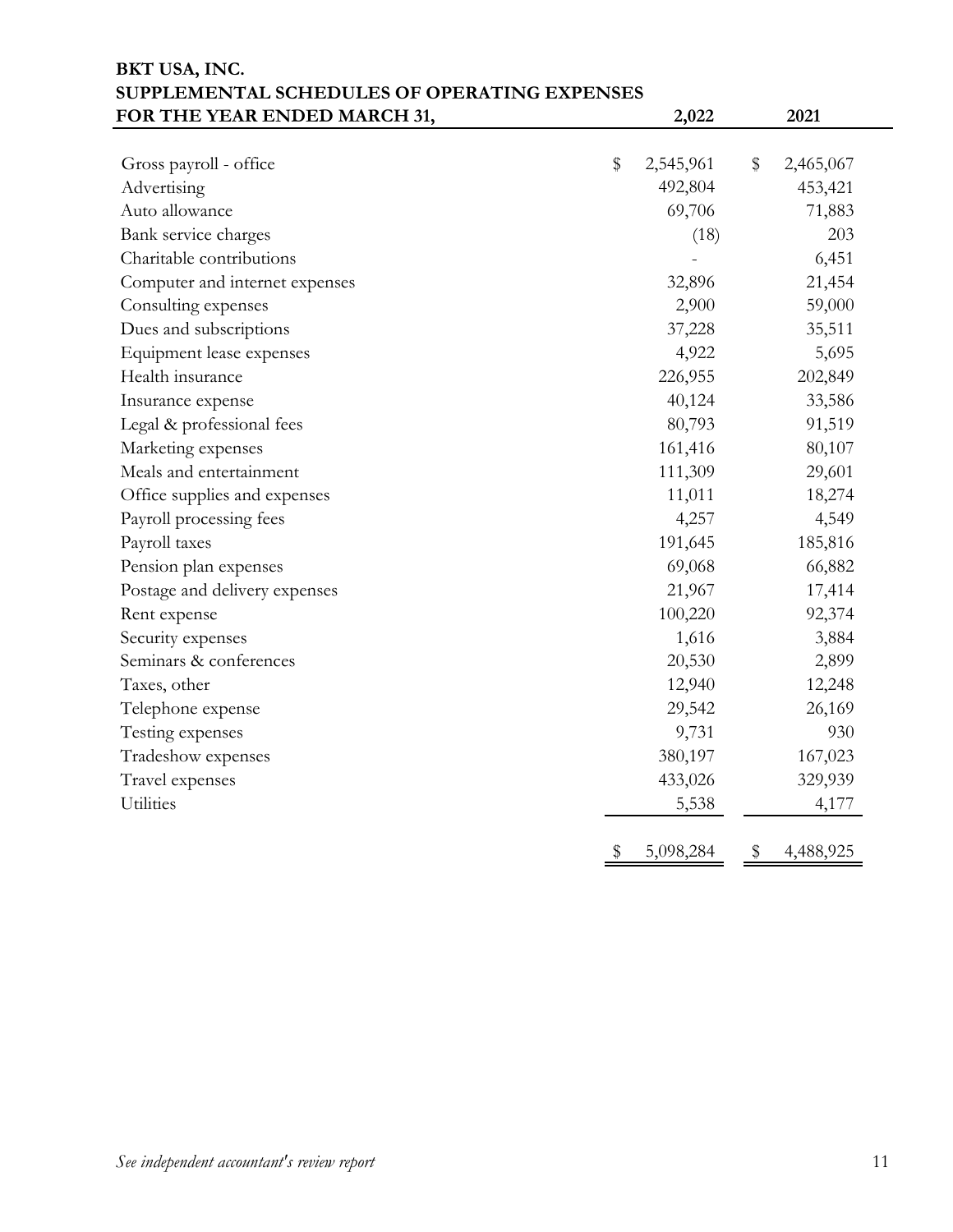**BKT USA, INC.**
**SUPPLEMENTAL SCHEDULES OF OPERATING EXPENSES**
**FOR THE YEAR ENDED MARCH 31,**

| | 2,022 | 2021 |
|---|---|---|
| Gross payroll - office | $ 2,545,961 | $ 2,465,067 |
| Advertising | 492,804 | 453,421 |
| Auto allowance | 69,706 | 71,883 |
| Bank service charges | (18) | 203 |
| Charitable contributions | - | 6,451 |
| Computer and internet expenses | 32,896 | 21,454 |
| Consulting expenses | 2,900 | 59,000 |
| Dues and subscriptions | 37,228 | 35,511 |
| Equipment lease expenses | 4,922 | 5,695 |
| Health insurance | 226,955 | 202,849 |
| Insurance expense | 40,124 | 33,586 |
| Legal & professional fees | 80,793 | 91,519 |
| Marketing expenses | 161,416 | 80,107 |
| Meals and entertainment | 111,309 | 29,601 |
| Office supplies and expenses | 11,011 | 18,274 |
| Payroll processing fees | 4,257 | 4,549 |
| Payroll taxes | 191,645 | 185,816 |
| Pension plan expenses | 69,068 | 66,882 |
| Postage and delivery expenses | 21,967 | 17,414 |
| Rent expense | 100,220 | 92,374 |
| Security expenses | 1,616 | 3,884 |
| Seminars & conferences | 20,530 | 2,899 |
| Taxes, other | 12,940 | 12,248 |
| Telephone expense | 29,542 | 26,169 |
| Testing expenses | 9,731 | 930 |
| Tradeshow expenses | 380,197 | 167,023 |
| Travel expenses | 433,026 | 329,939 |
| Utilities | 5,538 | 4,177 |
| | $ 5,098,284 | $ 4,488,925 |

*See independent accountant's review report*